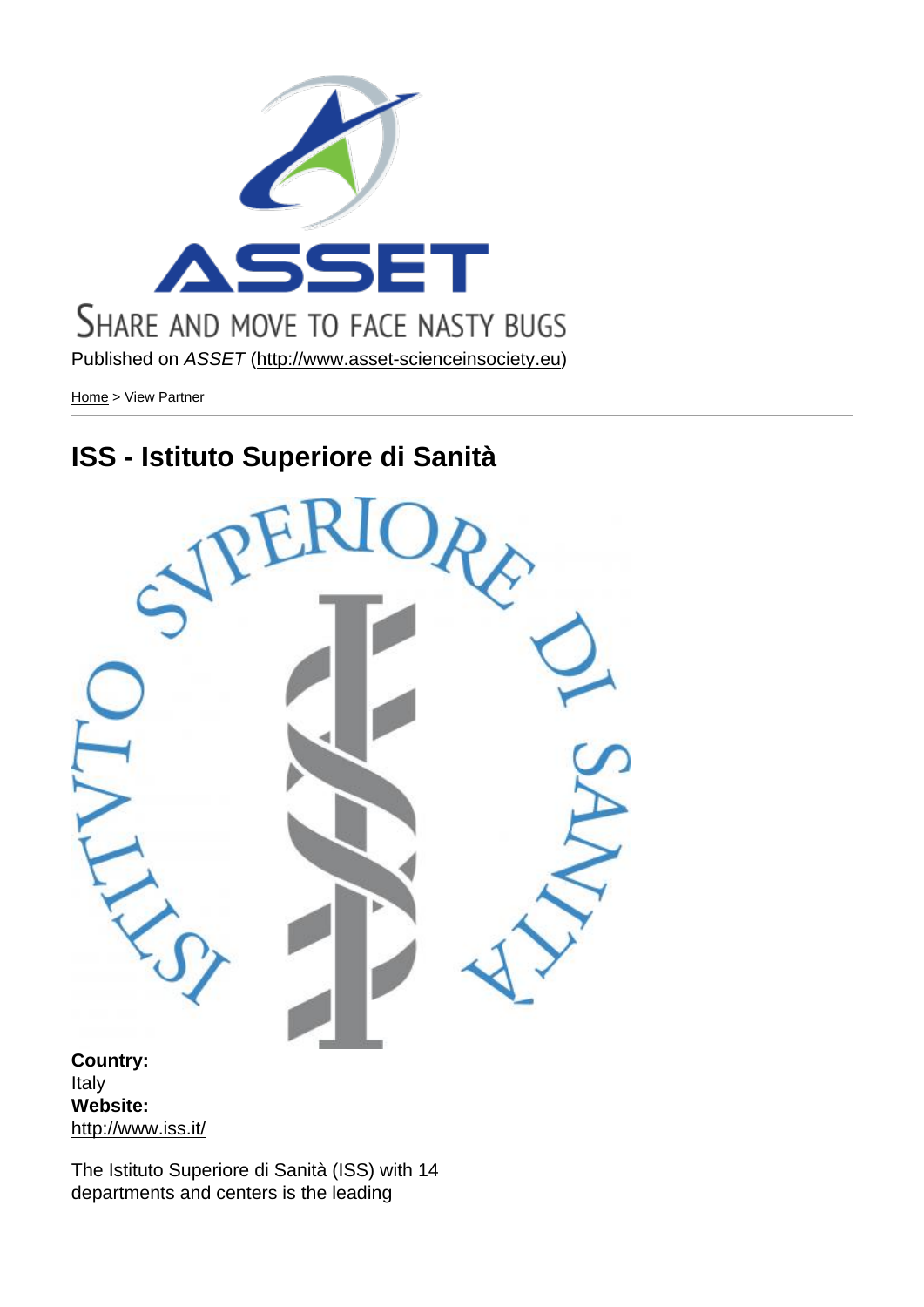SHARE AND MOVE TO FACE NASTY BUGS

Published on *ASSET* (http://www.asset-scienceinsociety.eu)

Home > View Partner

# ISS - Istituto Superiore di Sanità

**Country:**
Italy
**Website:**
http://www.iss.it/

The Istituto Superiore di Sanità (ISS) with 14 departments and centers is the leading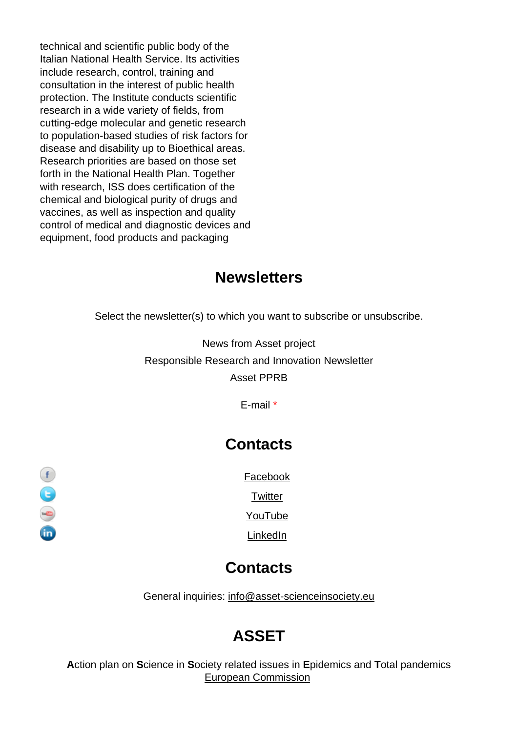technical and scientific public body of the Italian National Health Service. Its activities include research, control, training and consultation in the interest of public health protection. The Institute conducts scientific research in a wide variety of fields, from cutting-edge molecular and genetic research to population-based studies of risk factors for disease and disability up to Bioethical areas. Research priorities are based on those set forth in the National Health Plan. Together with research, ISS does certification of the chemical and biological purity of drugs and vaccines, as well as inspection and quality control of medical and diagnostic devices and equipment, food products and packaging

## Newsletters

Select the newsletter(s) to which you want to subscribe or unsubscribe.

News from Asset project

Responsible Research and Innovation Newsletter

Asset PPRB

E-mail *

## Contacts

Facebook

Twitter

YouTube

LinkedIn

## Contacts

General inquiries: info@asset-scienceinsociety.eu

## ASSET

**A**ction plan on **S**cience in **S**ociety related issues in **E**pidemics and **T**otal pandemics
European Commission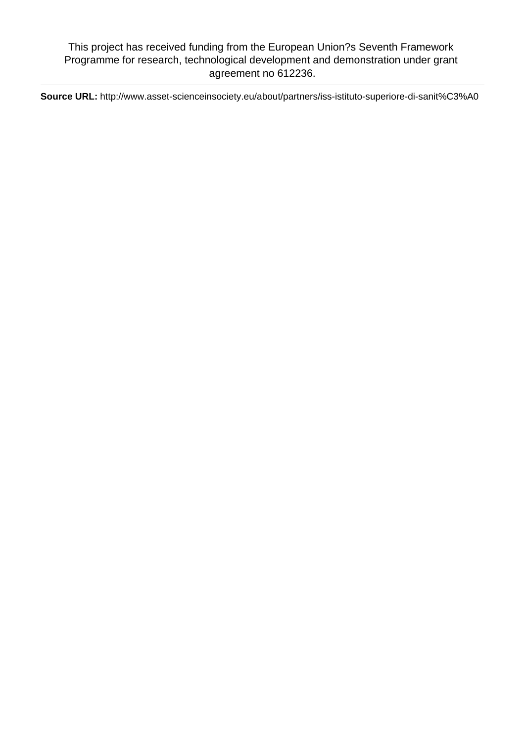This project has received funding from the European Union?s Seventh Framework Programme for research, technological development and demonstration under grant agreement no 612236.

---

**Source URL:** http://www.asset-scienceinsociety.eu/about/partners/iss-istituto-superiore-di-sanit%C3%A0